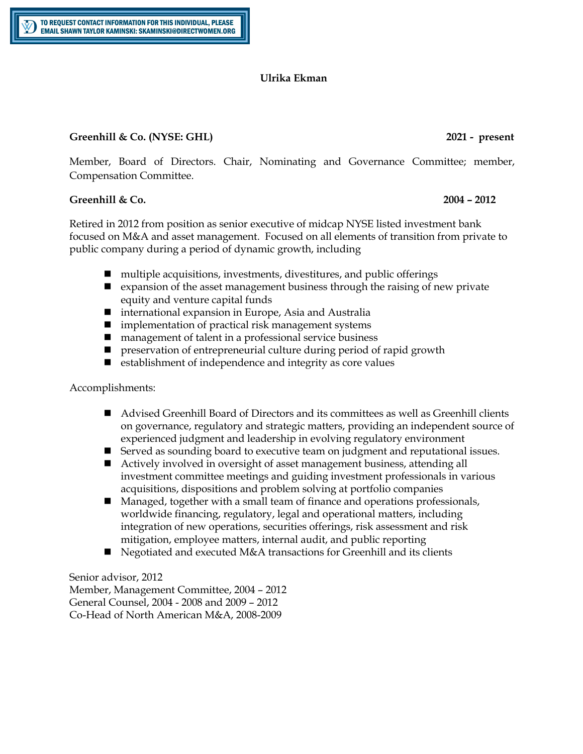**TO REQUEST CONTACT INFORMATION FOR THIS INDIVIDUAL, PLEASE EMAIL SHAWN TAYLOR KAMINSKI: SKAMINSKI@DIRECTWOMEN.ORG**

# Ulrika Ekman

**Greenhill & Co. (NYSE: GHL)** **2021 - present**

Member, Board of Directors. Chair, Nominating and Governance Committee; member, Compensation Committee.

**Greenhill & Co.** **2004 – 2012**

Retired in 2012 from position as senior executive of midcap NYSE listed investment bank focused on M&A and asset management. Focused on all elements of transition from private to public company during a period of dynamic growth, including

- multiple acquisitions, investments, divestitures, and public offerings
- expansion of the asset management business through the raising of new private equity and venture capital funds
- international expansion in Europe, Asia and Australia
- implementation of practical risk management systems
- management of talent in a professional service business
- preservation of entrepreneurial culture during period of rapid growth
- establishment of independence and integrity as core values

Accomplishments:

- Advised Greenhill Board of Directors and its committees as well as Greenhill clients on governance, regulatory and strategic matters, providing an independent source of experienced judgment and leadership in evolving regulatory environment
- Served as sounding board to executive team on judgment and reputational issues.
- Actively involved in oversight of asset management business, attending all investment committee meetings and guiding investment professionals in various acquisitions, dispositions and problem solving at portfolio companies
- Managed, together with a small team of finance and operations professionals, worldwide financing, regulatory, legal and operational matters, including integration of new operations, securities offerings, risk assessment and risk mitigation, employee matters, internal audit, and public reporting
- Negotiated and executed M&A transactions for Greenhill and its clients

Senior advisor, 2012
Member, Management Committee, 2004 – 2012
General Counsel, 2004 - 2008 and 2009 – 2012
Co-Head of North American M&A, 2008-2009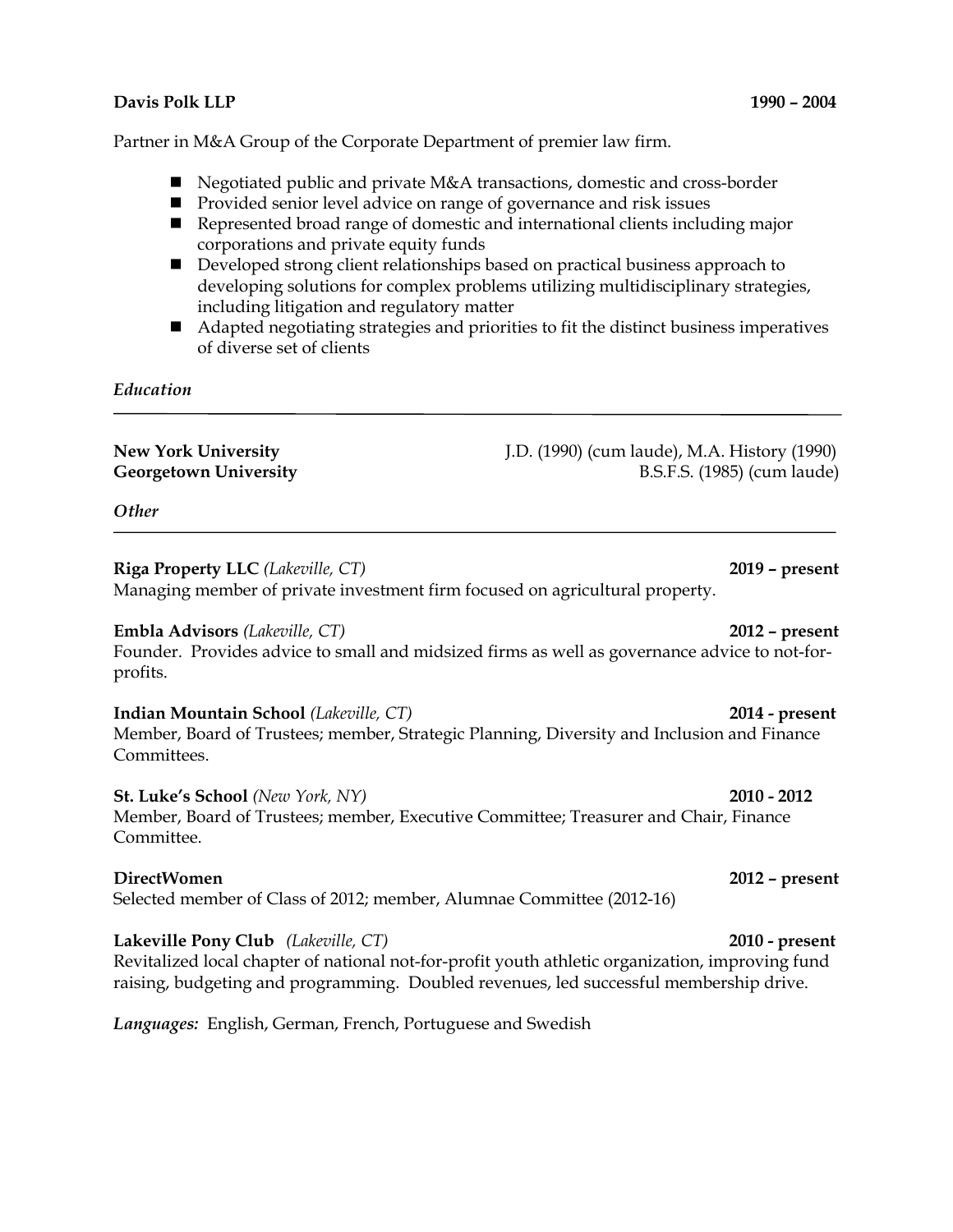**Davis Polk LLP** **1990 – 2004**

Partner in M&A Group of the Corporate Department of premier law firm.

- Negotiated public and private M&A transactions, domestic and cross-border
- Provided senior level advice on range of governance and risk issues
- Represented broad range of domestic and international clients including major corporations and private equity funds
- Developed strong client relationships based on practical business approach to developing solutions for complex problems utilizing multidisciplinary strategies, including litigation and regulatory matter
- Adapted negotiating strategies and priorities to fit the distinct business imperatives of diverse set of clients

## *Education*

**New York University** J.D. (1990) (cum laude), M.A. History (1990)
**Georgetown University** B.S.F.S. (1985) (cum laude)

## *Other*

**Riga Property LLC** *(Lakeville, CT)* **2019 – present**
Managing member of private investment firm focused on agricultural property.

**Embla Advisors** *(Lakeville, CT)* **2012 – present**
Founder. Provides advice to small and midsized firms as well as governance advice to not-for-profits.

**Indian Mountain School** *(Lakeville, CT)* **2014 - present**
Member, Board of Trustees; member, Strategic Planning, Diversity and Inclusion and Finance Committees.

**St. Luke's School** *(New York, NY)* **2010 - 2012**
Member, Board of Trustees; member, Executive Committee; Treasurer and Chair, Finance Committee.

**DirectWomen** **2012 – present**
Selected member of Class of 2012; member, Alumnae Committee (2012-16)

**Lakeville Pony Club** *(Lakeville, CT)* **2010 - present**
Revitalized local chapter of national not-for-profit youth athletic organization, improving fund raising, budgeting and programming. Doubled revenues, led successful membership drive.

***Languages:*** English, German, French, Portuguese and Swedish